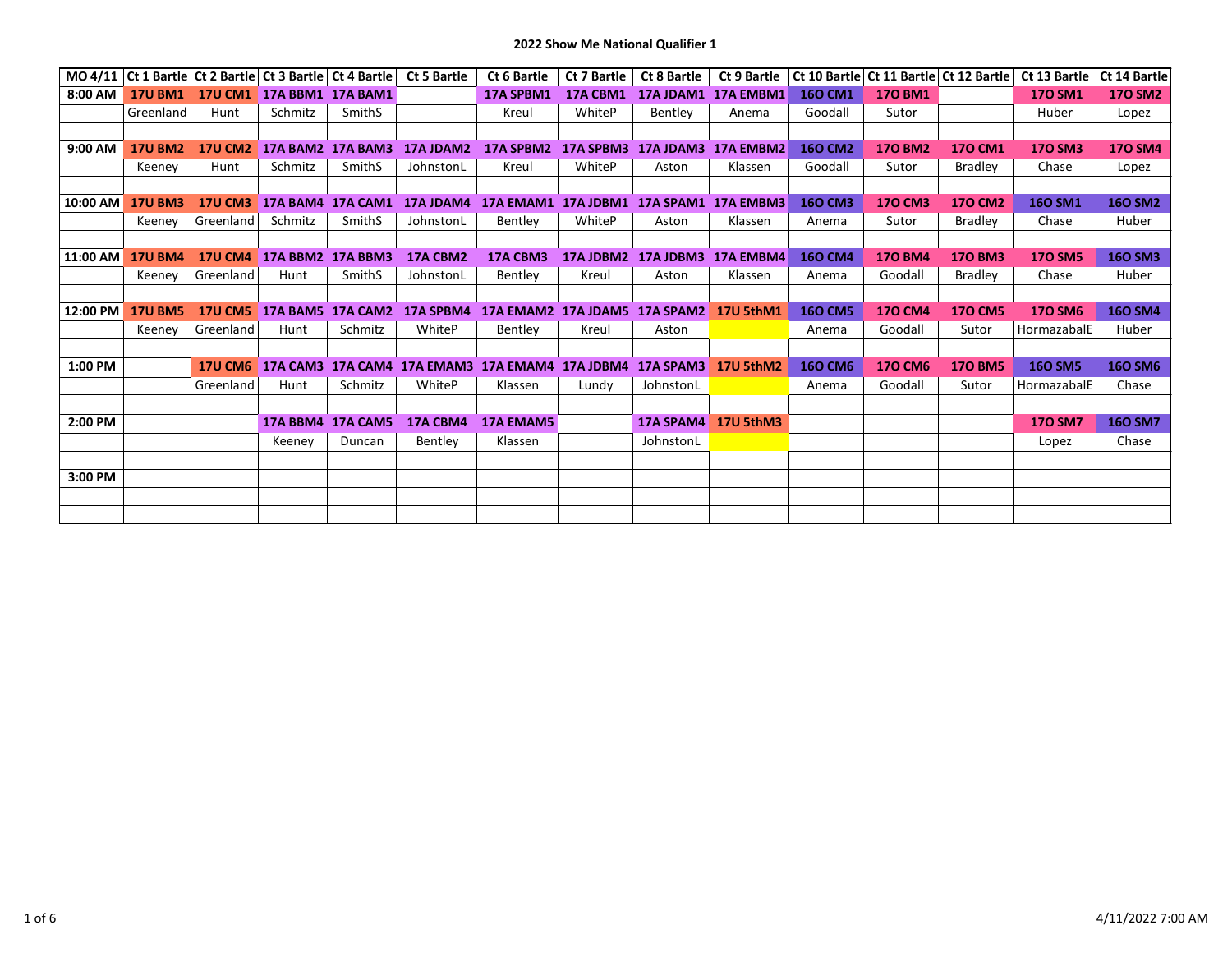## 2022 Show Me National Qualifier 1

| MO 4/11 | Ct 1 Bartle | Ct 2 Bartle | Ct 3 Bartle | Ct 4 Bartle | Ct 5 Bartle | Ct 6 Bartle | Ct 7 Bartle | Ct 8 Bartle | Ct 9 Bartle | Ct 10 Bartle | Ct 11 Bartle | Ct 12 Bartle | Ct 13 Bartle | Ct 14 Bartle |
|---|---|---|---|---|---|---|---|---|---|---|---|---|---|---|
| 8:00 AM | 17U BM1 | 17U CM1 | 17A BBM1 | 17A BAM1 | | 17A SPBM1 | 17A CBM1 | 17A JDAM1 | 17A EMBM1 | 16O CM1 | 17O BM1 | | 17O SM1 | 17O SM2 |
| | Greenland | Hunt | Schmitz | SmithS | | Kreul | WhiteP | Bentley | Anema | Goodall | Sutor | | Huber | Lopez |
| | | | | | | | | | | | | | | |
| 9:00 AM | 17U BM2 | 17U CM2 | 17A BAM2 | 17A BAM3 | 17A JDAM2 | 17A SPBM2 | 17A SPBM3 | 17A JDAM3 | 17A EMBM2 | 16O CM2 | 17O BM2 | 17O CM1 | 17O SM3 | 17O SM4 |
| | Keeney | Hunt | Schmitz | SmithS | JohnstonL | Kreul | WhiteP | Aston | Klassen | Goodall | Sutor | Bradley | Chase | Lopez |
| | | | | | | | | | | | | | | |
| 10:00 AM | 17U BM3 | 17U CM3 | 17A BAM4 | 17A CAM1 | 17A JDAM4 | 17A EMAM1 | 17A JDBM1 | 17A SPAM1 | 17A EMBM3 | 16O CM3 | 17O CM3 | 17O CM2 | 16O SM1 | 16O SM2 |
| | Keeney | Greenland | Schmitz | SmithS | JohnstonL | Bentley | WhiteP | Aston | Klassen | Anema | Sutor | Bradley | Chase | Huber |
| | | | | | | | | | | | | | | |
| 11:00 AM | 17U BM4 | 17U CM4 | 17A BBM2 | 17A BBM3 | 17A CBM2 | 17A CBM3 | 17A JDBM2 | 17A JDBM3 | 17A EMBM4 | 16O CM4 | 17O BM4 | 17O BM3 | 17O SM5 | 16O SM3 |
| | Keeney | Greenland | Hunt | SmithS | JohnstonL | Bentley | Kreul | Aston | Klassen | Anema | Goodall | Bradley | Chase | Huber |
| | | | | | | | | | | | | | | |
| 12:00 PM | 17U BM5 | 17U CM5 | 17A BAM5 | 17A CAM2 | 17A SPBM4 | 17A EMAM2 | 17A JDAM5 | 17A SPAM2 | 17U 5thM1 | 16O CM5 | 17O CM4 | 17O CM5 | 17O SM6 | 16O SM4 |
| | Keeney | Greenland | Hunt | Schmitz | WhiteP | Bentley | Kreul | Aston | | Anema | Goodall | Sutor | HormazabalE | Huber |
| | | | | | | | | | | | | | | |
| 1:00 PM | | 17U CM6 | 17A CAM3 | 17A CAM4 | 17A EMAM3 | 17A EMAM4 | 17A JDBM4 | 17A SPAM3 | 17U 5thM2 | 16O CM6 | 17O CM6 | 17O BM5 | 16O SM5 | 16O SM6 |
| | | Greenland | Hunt | Schmitz | WhiteP | Klassen | Lundy | JohnstonL | | Anema | Goodall | Sutor | HormazabalE | Chase |
| | | | | | | | | | | | | | | |
| 2:00 PM | | | 17A BBM4 | 17A CAM5 | 17A CBM4 | 17A EMAM5 | | 17A SPAM4 | 17U 5thM3 | | | | 17O SM7 | 16O SM7 |
| | | | Keeney | Duncan | Bentley | Klassen | | JohnstonL | | | | | Lopez | Chase |
| | | | | | | | | | | | | | | |
| 3:00 PM | | | | | | | | | | | | | | |
| | | | | | | | | | | | | | | |
| | | | | | | | | | | | | | | |

4/11/2022 7:00 AM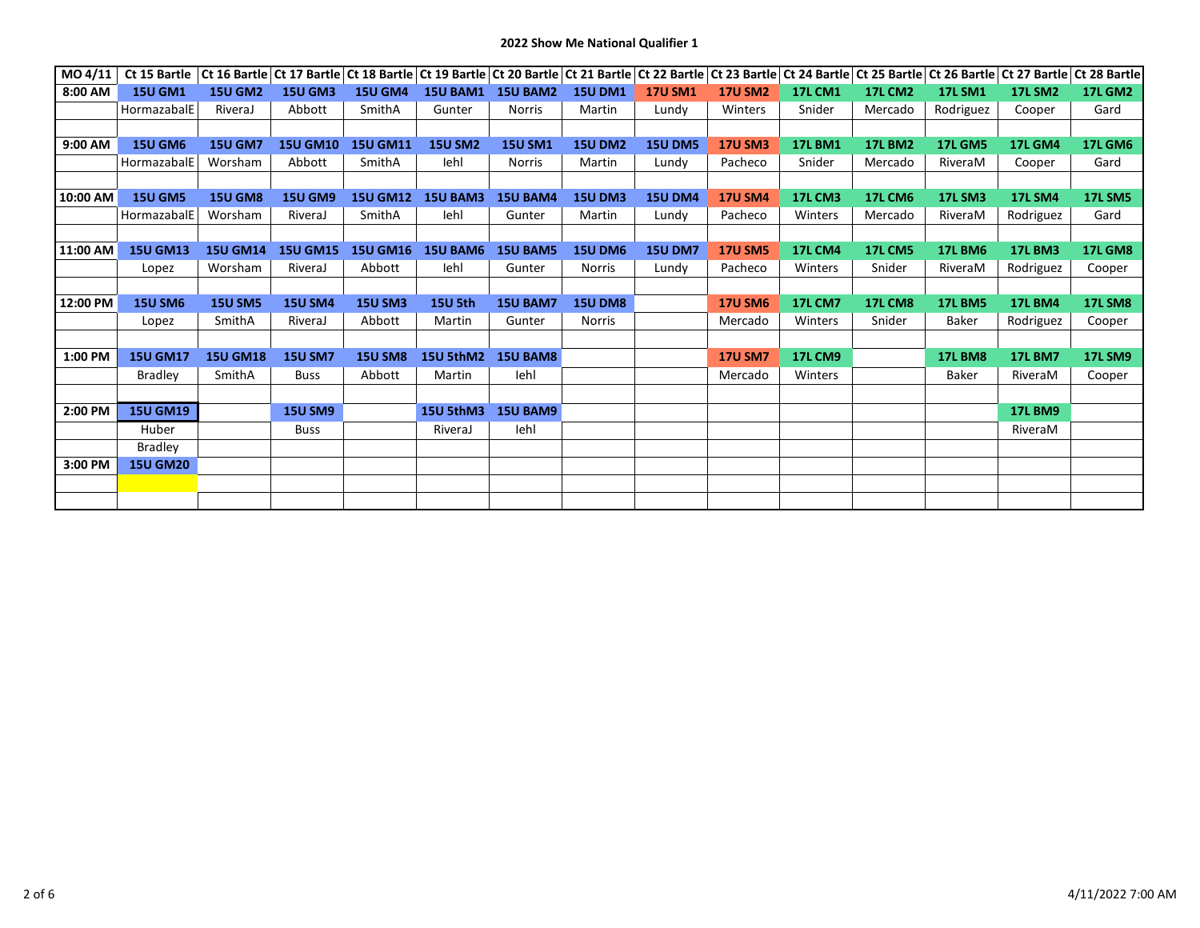**2022 Show Me National Qualifier 1**

| MO 4/11 | Ct 15 Bartle | Ct 16 Bartle | Ct 17 Bartle | Ct 18 Bartle | Ct 19 Bartle | Ct 20 Bartle | Ct 21 Bartle | Ct 22 Bartle | Ct 23 Bartle | Ct 24 Bartle | Ct 25 Bartle | Ct 26 Bartle | Ct 27 Bartle | Ct 28 Bartle |
|---|---|---|---|---|---|---|---|---|---|---|---|---|---|---|
| 8:00 AM | 15U GM1 | 15U GM2 | 15U GM3 | 15U GM4 | 15U BAM1 | 15U BAM2 | 15U DM1 | 17U SM1 | 17U SM2 | 17L CM1 | 17L CM2 | 17L SM1 | 17L SM2 | 17L GM2 |
| | HormazabalE | RiveraJ | Abbott | SmithA | Gunter | Norris | Martin | Lundy | Winters | Snider | Mercado | Rodriguez | Cooper | Gard |
| | | | | | | | | | | | | | | |
| 9:00 AM | 15U GM6 | 15U GM7 | 15U GM10 | 15U GM11 | 15U SM2 | 15U SM1 | 15U DM2 | 15U DM5 | 17U SM3 | 17L BM1 | 17L BM2 | 17L GM5 | 17L GM4 | 17L GM6 |
| | HormazabalE | Worsham | Abbott | SmithA | Iehl | Norris | Martin | Lundy | Pacheco | Snider | Mercado | RiveraM | Cooper | Gard |
| | | | | | | | | | | | | | | |
| 10:00 AM | 15U GM5 | 15U GM8 | 15U GM9 | 15U GM12 | 15U BAM3 | 15U BAM4 | 15U DM3 | 15U DM4 | 17U SM4 | 17L CM3 | 17L CM6 | 17L SM3 | 17L SM4 | 17L SM5 |
| | HormazabalE | Worsham | RiveraJ | SmithA | Iehl | Gunter | Martin | Lundy | Pacheco | Winters | Mercado | RiveraM | Rodriguez | Gard |
| | | | | | | | | | | | | | | |
| 11:00 AM | 15U GM13 | 15U GM14 | 15U GM15 | 15U GM16 | 15U BAM6 | 15U BAM5 | 15U DM6 | 15U DM7 | 17U SM5 | 17L CM4 | 17L CM5 | 17L BM6 | 17L BM3 | 17L GM8 |
| | Lopez | Worsham | RiveraJ | Abbott | Iehl | Gunter | Norris | Lundy | Pacheco | Winters | Snider | RiveraM | Rodriguez | Cooper |
| | | | | | | | | | | | | | | |
| 12:00 PM | 15U SM6 | 15U SM5 | 15U SM4 | 15U SM3 | 15U 5th | 15U BAM7 | 15U DM8 | | 17U SM6 | 17L CM7 | 17L CM8 | 17L BM5 | 17L BM4 | 17L SM8 |
| | Lopez | SmithA | RiveraJ | Abbott | Martin | Gunter | Norris | | Mercado | Winters | Snider | Baker | Rodriguez | Cooper |
| | | | | | | | | | | | | | | |
| 1:00 PM | 15U GM17 | 15U GM18 | 15U SM7 | 15U SM8 | 15U 5thM2 | 15U BAM8 | | | 17U SM7 | 17L CM9 | | 17L BM8 | 17L BM7 | 17L SM9 |
| | Bradley | SmithA | Buss | Abbott | Martin | Iehl | | | Mercado | Winters | | Baker | RiveraM | Cooper |
| | | | | | | | | | | | | | | |
| 2:00 PM | 15U GM19 | | 15U SM9 | | 15U 5thM3 | 15U BAM9 | | | | | | | 17L BM9 | |
| | Huber | | Buss | | RiveraJ | Iehl | | | | | | | RiveraM | |
| | Bradley | | | | | | | | | | | | | |
| 3:00 PM | 15U GM20 | | | | | | | | | | | | | |
| | | | | | | | | | | | | | | |
| | | | | | | | | | | | | | | |

4/11/2022 7:00 AM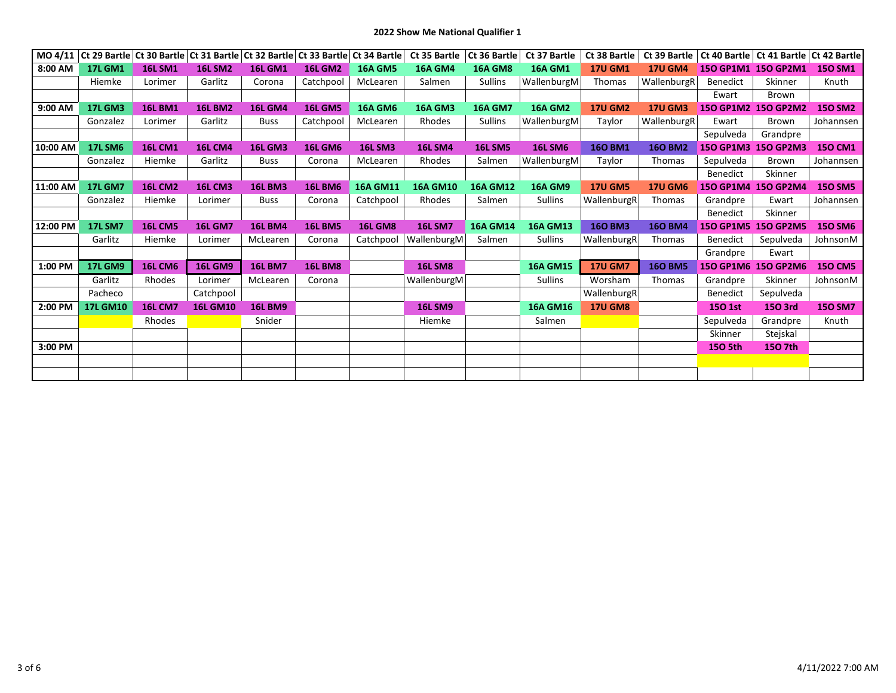**2022 Show Me National Qualifier 1**

| MO 4/11 | Ct 29 Bartle | Ct 30 Bartle | Ct 31 Bartle | Ct 32 Bartle | Ct 33 Bartle | Ct 34 Bartle | Ct 35 Bartle | Ct 36 Bartle | Ct 37 Bartle | Ct 38 Bartle | Ct 39 Bartle | Ct 40 Bartle | Ct 41 Bartle | Ct 42 Bartle |
|---|---|---|---|---|---|---|---|---|---|---|---|---|---|---|
| 8:00 AM | 17L GM1 | 16L SM1 | 16L SM2 | 16L GM1 | 16L GM2 | 16A GM5 | 16A GM4 | 16A GM8 | 16A GM1 | 17U GM1 | 17U GM4 | 15O GP1M1 | 15O GP2M1 | 15O SM1 |
| | Hiemke | Lorimer | Garlitz | Corona | Catchpool | McLearen | Salmen | Sullins | WallenburgM | Thomas | WallenburgR | Benedict | Skinner | Knuth |
| | | | | | | | | | | | | Ewart | Brown | |
| 9:00 AM | 17L GM3 | 16L BM1 | 16L BM2 | 16L GM4 | 16L GM5 | 16A GM6 | 16A GM3 | 16A GM7 | 16A GM2 | 17U GM2 | 17U GM3 | 15O GP1M2 | 15O GP2M2 | 15O SM2 |
| | Gonzalez | Lorimer | Garlitz | Buss | Catchpool | McLearen | Rhodes | Sullins | WallenburgM | Taylor | WallenburgR | Ewart | Brown | Johannsen |
| | | | | | | | | | | | | Sepulveda | Grandpre | |
| 10:00 AM | 17L SM6 | 16L CM1 | 16L CM4 | 16L GM3 | 16L GM6 | 16L SM3 | 16L SM4 | 16L SM5 | 16L SM6 | 16O BM1 | 16O BM2 | 15O GP1M3 | 15O GP2M3 | 15O CM1 |
| | Gonzalez | Hiemke | Garlitz | Buss | Corona | McLearen | Rhodes | Salmen | WallenburgM | Taylor | Thomas | Sepulveda | Brown | Johannsen |
| | | | | | | | | | | | | Benedict | Skinner | |
| 11:00 AM | 17L GM7 | 16L CM2 | 16L CM3 | 16L BM3 | 16L BM6 | 16A GM11 | 16A GM10 | 16A GM12 | 16A GM9 | 17U GM5 | 17U GM6 | 15O GP1M4 | 15O GP2M4 | 15O SM5 |
| | Gonzalez | Hiemke | Lorimer | Buss | Corona | Catchpool | Rhodes | Salmen | Sullins | WallenburgR | Thomas | Grandpre | Ewart | Johannsen |
| | | | | | | | | | | | | Benedict | Skinner | |
| 12:00 PM | 17L SM7 | 16L CM5 | 16L GM7 | 16L BM4 | 16L BM5 | 16L GM8 | 16L SM7 | 16A GM14 | 16A GM13 | 16O BM3 | 16O BM4 | 15O GP1M5 | 15O GP2M5 | 15O SM6 |
| | Garlitz | Hiemke | Lorimer | McLearen | Corona | Catchpool | WallenburgM | Salmen | Sullins | WallenburgR | Thomas | Benedict | Sepulveda | JohnsonM |
| | | | | | | | | | | | | Grandpre | Ewart | |
| 1:00 PM | 17L GM9 | 16L CM6 | 16L GM9 | 16L BM7 | 16L BM8 | | 16L SM8 | | 16A GM15 | 17U GM7 | 16O BM5 | 15O GP1M6 | 15O GP2M6 | 15O CM5 |
| | Garlitz | Rhodes | Lorimer | McLearen | Corona | | WallenburgM | | Sullins | Worsham | Thomas | Grandpre | Skinner | JohnsonM |
| | Pacheco | | Catchpool | | | | | | | WallenburgR | | Benedict | Sepulveda | |
| 2:00 PM | 17L GM10 | 16L CM7 | 16L GM10 | 16L BM9 | | | 16L SM9 | | 16A GM16 | 17U GM8 | | 15O 1st | 15O 3rd | 15O SM7 |
| | | Rhodes | | Snider | | | Hiemke | | Salmen | | | Sepulveda | Grandpre | Knuth |
| | | | | | | | | | | | | Skinner | Stejskal | |
| 3:00 PM | | | | | | | | | | | | 15O 5th | 15O 7th | |
| | | | | | | | | | | | | | | |
| | | | | | | | | | | | | | | |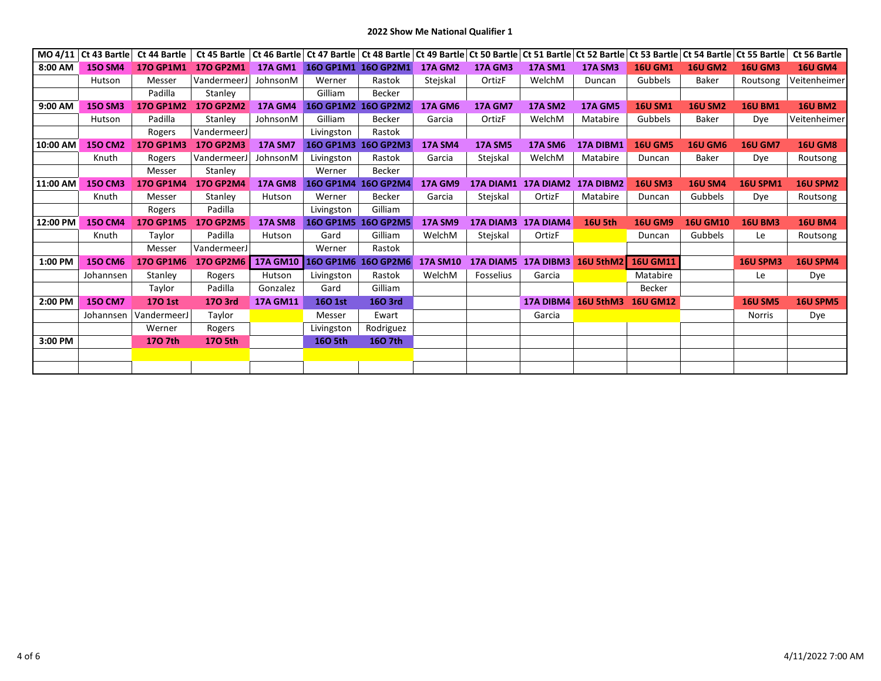# 2022 Show Me National Qualifier 1

| MO 4/11 | Ct 43 Bartle | Ct 44 Bartle | Ct 45 Bartle | Ct 46 Bartle | Ct 47 Bartle | Ct 48 Bartle | Ct 49 Bartle | Ct 50 Bartle | Ct 51 Bartle | Ct 52 Bartle | Ct 53 Bartle | Ct 54 Bartle | Ct 55 Bartle | Ct 56 Bartle |
|---|---|---|---|---|---|---|---|---|---|---|---|---|---|---|
| 8:00 AM | 15O SM4 | 17O GP1M1 | 17O GP2M1 | 17A GM1 | 16O GP1M1 | 16O GP2M1 | 17A GM2 | 17A GM3 | 17A SM1 | 17A SM3 | 16U GM1 | 16U GM2 | 16U GM3 | 16U GM4 |
| | Hutson | Messer | VandermeerJ | JohnsonM | Werner | Rastok | Stejskal | OrtizF | WelchM | Duncan | Gubbels | Baker | Routsong | Veitenheimer |
| | | Padilla | Stanley | | Gilliam | Becker | | | | | | | | |
| 9:00 AM | 15O SM3 | 17O GP1M2 | 17O GP2M2 | 17A GM4 | 16O GP1M2 | 16O GP2M2 | 17A GM6 | 17A GM7 | 17A SM2 | 17A GM5 | 16U SM1 | 16U SM2 | 16U BM1 | 16U BM2 |
| | Hutson | Padilla | Stanley | JohnsonM | Gilliam | Becker | Garcia | OrtizF | WelchM | Matabire | Gubbels | Baker | Dye | Veitenheimer |
| | | Rogers | VandermeerJ | | Livingston | Rastok | | | | | | | | |
| 10:00 AM | 15O CM2 | 17O GP1M3 | 17O GP2M3 | 17A SM7 | 16O GP1M3 | 16O GP2M3 | 17A SM4 | 17A SM5 | 17A SM6 | 17A DIBM1 | 16U GM5 | 16U GM6 | 16U GM7 | 16U GM8 |
| | Knuth | Rogers | VandermeerJ | JohnsonM | Livingston | Rastok | Garcia | Stejskal | WelchM | Matabire | Duncan | Baker | Dye | Routsong |
| | | Messer | Stanley | | Werner | Becker | | | | | | | | |
| 11:00 AM | 15O CM3 | 17O GP1M4 | 17O GP2M4 | 17A GM8 | 16O GP1M4 | 16O GP2M4 | 17A GM9 | 17A DIAM1 | 17A DIAM2 | 17A DIBM2 | 16U SM3 | 16U SM4 | 16U SPM1 | 16U SPM2 |
| | Knuth | Messer | Stanley | Hutson | Werner | Becker | Garcia | Stejskal | OrtizF | Matabire | Duncan | Gubbels | Dye | Routsong |
| | | Rogers | Padilla | | Livingston | Gilliam | | | | | | | | |
| 12:00 PM | 15O CM4 | 17O GP1M5 | 17O GP2M5 | 17A SM8 | 16O GP1M5 | 16O GP2M5 | 17A SM9 | 17A DIAM3 | 17A DIAM4 | 16U 5th | 16U GM9 | 16U GM10 | 16U BM3 | 16U BM4 |
| | Knuth | Taylor | Padilla | Hutson | Gard | Gilliam | WelchM | Stejskal | OrtizF | | Duncan | Gubbels | Le | Routsong |
| | | Messer | VandermeerJ | | Werner | Rastok | | | | | | | | |
| 1:00 PM | 15O CM6 | 17O GP1M6 | 17O GP2M6 | 17A GM10 | 16O GP1M6 | 16O GP2M6 | 17A SM10 | 17A DIAM5 | 17A DIBM3 | 16U 5thM2 | 16U GM11 | | 16U SPM3 | 16U SPM4 |
| | Johannsen | Stanley | Rogers | Hutson | Livingston | Rastok | WelchM | Fosselius | Garcia | | Matabire | | Le | Dye |
| | | Taylor | Padilla | Gonzalez | Gard | Gilliam | | | | | Becker | | | |
| 2:00 PM | 15O CM7 | 17O 1st | 17O 3rd | 17A GM11 | 16O 1st | 16O 3rd | | | 17A DIBM4 | 16U 5thM3 | 16U GM12 | | 16U SM5 | 16U SPM5 |
| | Johannsen | VandermeerJ | Taylor | | Messer | Ewart | | | Garcia | | | | Norris | Dye |
| | | Werner | Rogers | | Livingston | Rodriguez | | | | | | | | |
| 3:00 PM | | 17O 7th | 17O 5th | | 16O 5th | 16O 7th | | | | | | | | |
| | | | | | | | | | | | | | | |
| | | | | | | | | | | | | | | |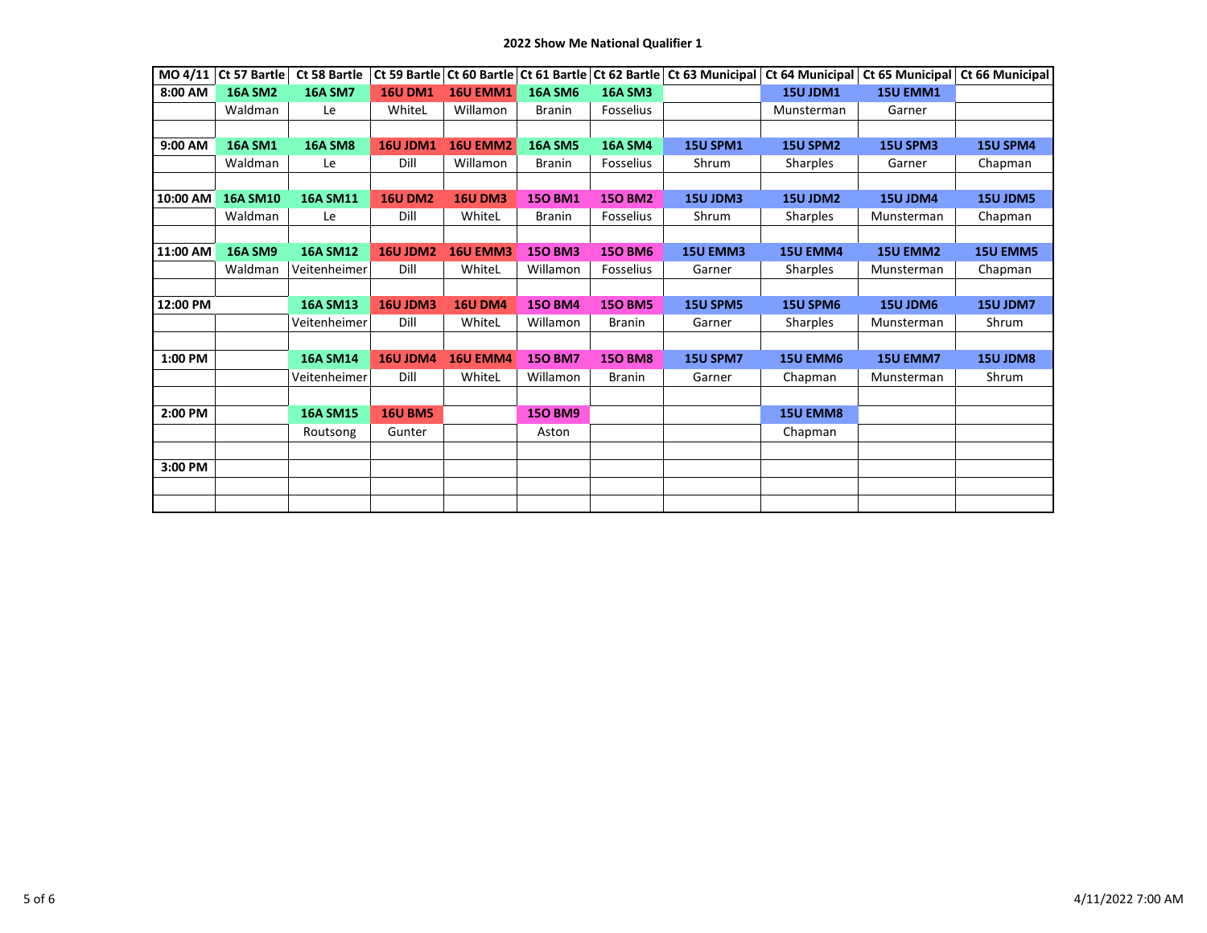## 2022 Show Me National Qualifier 1

| MO 4/11 | Ct 57 Bartle | Ct 58 Bartle | Ct 59 Bartle | Ct 60 Bartle | Ct 61 Bartle | Ct 62 Bartle | Ct 63 Municipal | Ct 64 Municipal | Ct 65 Municipal | Ct 66 Municipal |
|---|---|---|---|---|---|---|---|---|---|---|
| 8:00 AM | 16A SM2 | 16A SM7 | 16U DM1 | 16U EMM1 | 16A SM6 | 16A SM3 | | 15U JDM1 | 15U EMM1 | |
| | Waldman | Le | WhiteL | Willamon | Branin | Fosselius | | Munsterman | Garner | |
| | | | | | | | | | | |
| 9:00 AM | 16A SM1 | 16A SM8 | 16U JDM1 | 16U EMM2 | 16A SM5 | 16A SM4 | 15U SPM1 | 15U SPM2 | 15U SPM3 | 15U SPM4 |
| | Waldman | Le | Dill | Willamon | Branin | Fosselius | Shrum | Sharples | Garner | Chapman |
| | | | | | | | | | | |
| 10:00 AM | 16A SM10 | 16A SM11 | 16U DM2 | 16U DM3 | 15O BM1 | 15O BM2 | 15U JDM3 | 15U JDM2 | 15U JDM4 | 15U JDM5 |
| | Waldman | Le | Dill | WhiteL | Branin | Fosselius | Shrum | Sharples | Munsterman | Chapman |
| | | | | | | | | | | |
| 11:00 AM | 16A SM9 | 16A SM12 | 16U JDM2 | 16U EMM3 | 15O BM3 | 15O BM6 | 15U EMM3 | 15U EMM4 | 15U EMM2 | 15U EMM5 |
| | Waldman | Veitenheimer | Dill | WhiteL | Willamon | Fosselius | Garner | Sharples | Munsterman | Chapman |
| | | | | | | | | | | |
| 12:00 PM | | 16A SM13 | 16U JDM3 | 16U DM4 | 15O BM4 | 15O BM5 | 15U SPM5 | 15U SPM6 | 15U JDM6 | 15U JDM7 |
| | | Veitenheimer | Dill | WhiteL | Willamon | Branin | Garner | Sharples | Munsterman | Shrum |
| | | | | | | | | | | |
| 1:00 PM | | 16A SM14 | 16U JDM4 | 16U EMM4 | 15O BM7 | 15O BM8 | 15U SPM7 | 15U EMM6 | 15U EMM7 | 15U JDM8 |
| | | Veitenheimer | Dill | WhiteL | Willamon | Branin | Garner | Chapman | Munsterman | Shrum |
| | | | | | | | | | | |
| 2:00 PM | | 16A SM15 | 16U BM5 | | 15O BM9 | | | 15U EMM8 | | |
| | | Routsong | Gunter | | Aston | | | Chapman | | |
| | | | | | | | | | | |
| 3:00 PM | | | | | | | | | | |
| | | | | | | | | | | |
| | | | | | | | | | | |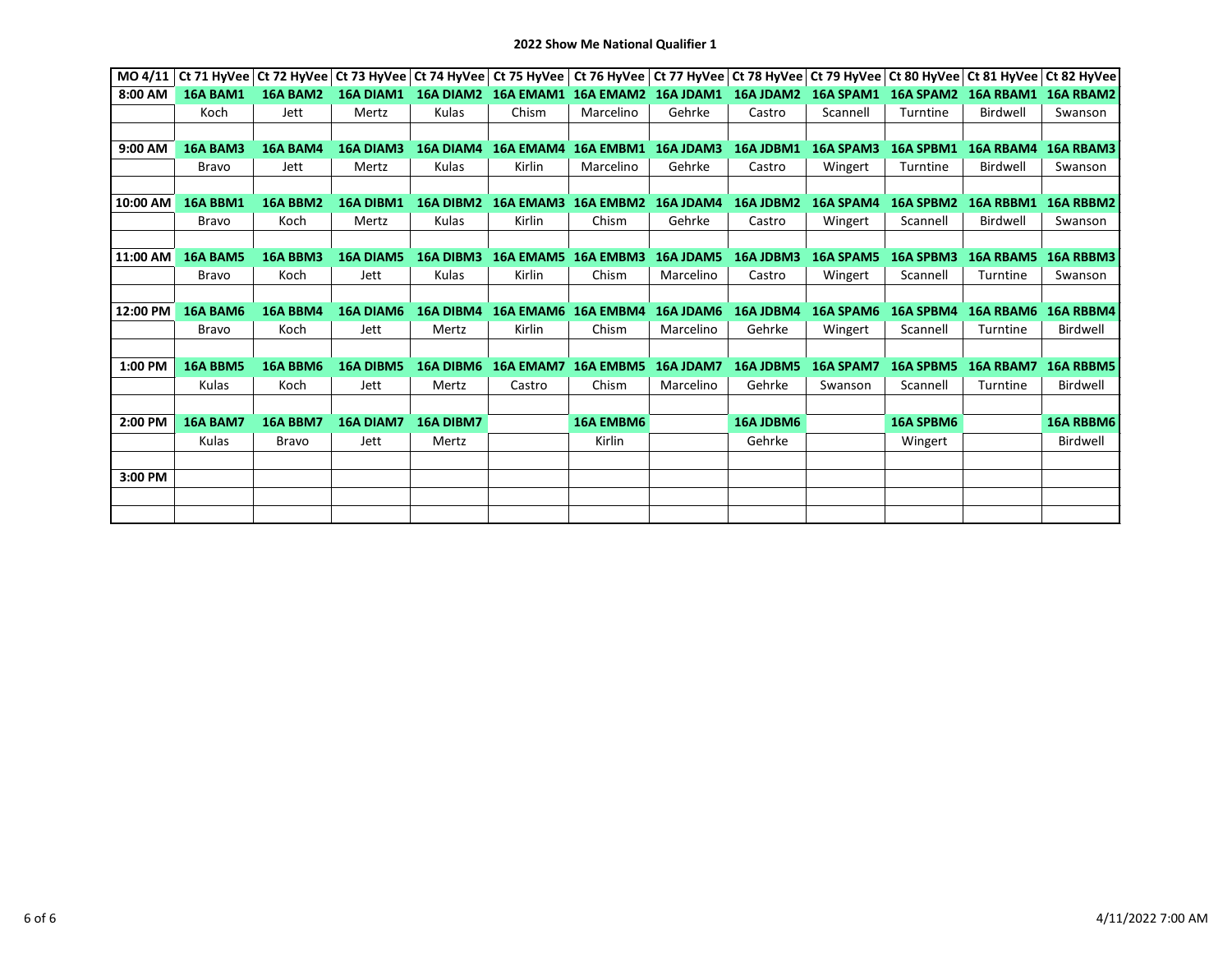# 2022 Show Me National Qualifier 1

| MO 4/11 | Ct 71 HyVee | Ct 72 HyVee | Ct 73 HyVee | Ct 74 HyVee | Ct 75 HyVee | Ct 76 HyVee | Ct 77 HyVee | Ct 78 HyVee | Ct 79 HyVee | Ct 80 HyVee | Ct 81 HyVee | Ct 82 HyVee |
|---|---|---|---|---|---|---|---|---|---|---|---|---|
| 8:00 AM | **16A BAM1** | **16A BAM2** | **16A DIAM1** | **16A DIAM2** | **16A EMAM1** | **16A EMAM2** | **16A JDAM1** | **16A JDAM2** | **16A SPAM1** | **16A SPAM2** | **16A RBAM1** | **16A RBAM2** |
| | Koch | Jett | Mertz | Kulas | Chism | Marcelino | Gehrke | Castro | Scannell | Turntine | Birdwell | Swanson |
| | | | | | | | | | | | | |
| 9:00 AM | **16A BAM3** | **16A BAM4** | **16A DIAM3** | **16A DIAM4** | **16A EMAM4** | **16A EMBM1** | **16A JDAM3** | **16A JDBM1** | **16A SPAM3** | **16A SPBM1** | **16A RBAM4** | **16A RBAM3** |
| | Bravo | Jett | Mertz | Kulas | Kirlin | Marcelino | Gehrke | Castro | Wingert | Turntine | Birdwell | Swanson |
| | | | | | | | | | | | | |
| 10:00 AM | **16A BBM1** | **16A BBM2** | **16A DIBM1** | **16A DIBM2** | **16A EMAM3** | **16A EMBM2** | **16A JDAM4** | **16A JDBM2** | **16A SPAM4** | **16A SPBM2** | **16A RBBM1** | **16A RBBM2** |
| | Bravo | Koch | Mertz | Kulas | Kirlin | Chism | Gehrke | Castro | Wingert | Scannell | Birdwell | Swanson |
| | | | | | | | | | | | | |
| 11:00 AM | **16A BAM5** | **16A BBM3** | **16A DIAM5** | **16A DIBM3** | **16A EMAM5** | **16A EMBM3** | **16A JDAM5** | **16A JDBM3** | **16A SPAM5** | **16A SPBM3** | **16A RBAM5** | **16A RBBM3** |
| | Bravo | Koch | Jett | Kulas | Kirlin | Chism | Marcelino | Castro | Wingert | Scannell | Turntine | Swanson |
| | | | | | | | | | | | | |
| 12:00 PM | **16A BAM6** | **16A BBM4** | **16A DIAM6** | **16A DIBM4** | **16A EMAM6** | **16A EMBM4** | **16A JDAM6** | **16A JDBM4** | **16A SPAM6** | **16A SPBM4** | **16A RBAM6** | **16A RBBM4** |
| | Bravo | Koch | Jett | Mertz | Kirlin | Chism | Marcelino | Gehrke | Wingert | Scannell | Turntine | Birdwell |
| | | | | | | | | | | | | |
| 1:00 PM | **16A BBM5** | **16A BBM6** | **16A DIBM5** | **16A DIBM6** | **16A EMAM7** | **16A EMBM5** | **16A JDAM7** | **16A JDBM5** | **16A SPAM7** | **16A SPBM5** | **16A RBAM7** | **16A RBBM5** |
| | Kulas | Koch | Jett | Mertz | Castro | Chism | Marcelino | Gehrke | Swanson | Scannell | Turntine | Birdwell |
| | | | | | | | | | | | | |
| 2:00 PM | **16A BAM7** | **16A BBM7** | **16A DIAM7** | **16A DIBM7** | | **16A EMBM6** | | **16A JDBM6** | | **16A SPBM6** | | **16A RBBM6** |
| | Kulas | Bravo | Jett | Mertz | | Kirlin | | Gehrke | | Wingert | | Birdwell |
| | | | | | | | | | | | | |
| 3:00 PM | | | | | | | | | | | | |
| | | | | | | | | | | | | |
| | | | | | | | | | | | | |